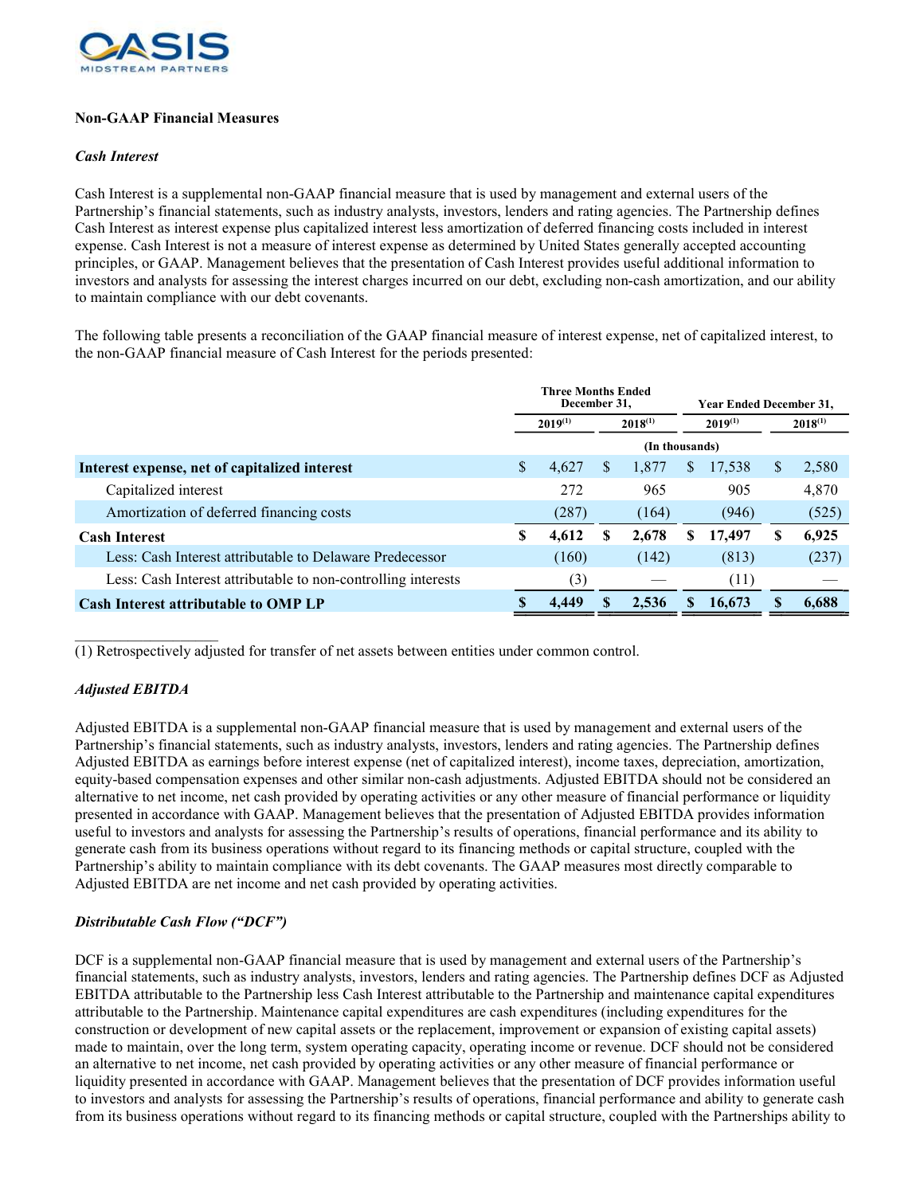OASIS MIDSTREAM PARTNERS

**Non-GAAP Financial Measures**

***Cash Interest***

Cash Interest is a supplemental non-GAAP financial measure that is used by management and external users of the Partnership's financial statements, such as industry analysts, investors, lenders and rating agencies. The Partnership defines Cash Interest as interest expense plus capitalized interest less amortization of deferred financing costs included in interest expense. Cash Interest is not a measure of interest expense as determined by United States generally accepted accounting principles, or GAAP. Management believes that the presentation of Cash Interest provides useful additional information to investors and analysts for assessing the interest charges incurred on our debt, excluding non-cash amortization, and our ability to maintain compliance with our debt covenants.

The following table presents a reconciliation of the GAAP financial measure of interest expense, net of capitalized interest, to the non-GAAP financial measure of Cash Interest for the periods presented:

| | Three Months Ended December 31, | | Year Ended December 31, | |
|---|---|---|---|---|
| | 2019[(1)] | 2018[(1)] | 2019[(1)] | 2018[(1)] |
| | (In thousands) | | | |
| **Interest expense, net of capitalized interest** | $ 4,627 | $ 1,877 | $ 17,538 | $ 2,580 |
| Capitalized interest | 272 | 965 | 905 | 4,870 |
| Amortization of deferred financing costs | (287) | (164) | (946) | (525) |
| **Cash Interest** | **$ 4,612** | **$ 2,678** | **$ 17,497** | **$ 6,925** |
| Less: Cash Interest attributable to Delaware Predecessor | (160) | (142) | (813) | (237) |
| Less: Cash Interest attributable to non-controlling interests | (3) | — | (11) | — |
| **Cash Interest attributable to OMP LP** | **$ 4,449** | **$ 2,536** | **$ 16,673** | **$ 6,688** |

(1) Retrospectively adjusted for transfer of net assets between entities under common control.

***Adjusted EBITDA***

Adjusted EBITDA is a supplemental non-GAAP financial measure that is used by management and external users of the Partnership's financial statements, such as industry analysts, investors, lenders and rating agencies. The Partnership defines Adjusted EBITDA as earnings before interest expense (net of capitalized interest), income taxes, depreciation, amortization, equity-based compensation expenses and other similar non-cash adjustments. Adjusted EBITDA should not be considered an alternative to net income, net cash provided by operating activities or any other measure of financial performance or liquidity presented in accordance with GAAP. Management believes that the presentation of Adjusted EBITDA provides information useful to investors and analysts for assessing the Partnership's results of operations, financial performance and its ability to generate cash from its business operations without regard to its financing methods or capital structure, coupled with the Partnership's ability to maintain compliance with its debt covenants. The GAAP measures most directly comparable to Adjusted EBITDA are net income and net cash provided by operating activities.

***Distributable Cash Flow ("DCF")***

DCF is a supplemental non-GAAP financial measure that is used by management and external users of the Partnership's financial statements, such as industry analysts, investors, lenders and rating agencies. The Partnership defines DCF as Adjusted EBITDA attributable to the Partnership less Cash Interest attributable to the Partnership and maintenance capital expenditures attributable to the Partnership. Maintenance capital expenditures are cash expenditures (including expenditures for the construction or development of new capital assets or the replacement, improvement or expansion of existing capital assets) made to maintain, over the long term, system operating capacity, operating income or revenue. DCF should not be considered an alternative to net income, net cash provided by operating activities or any other measure of financial performance or liquidity presented in accordance with GAAP. Management believes that the presentation of DCF provides information useful to investors and analysts for assessing the Partnership's results of operations, financial performance and ability to generate cash from its business operations without regard to its financing methods or capital structure, coupled with the Partnerships ability to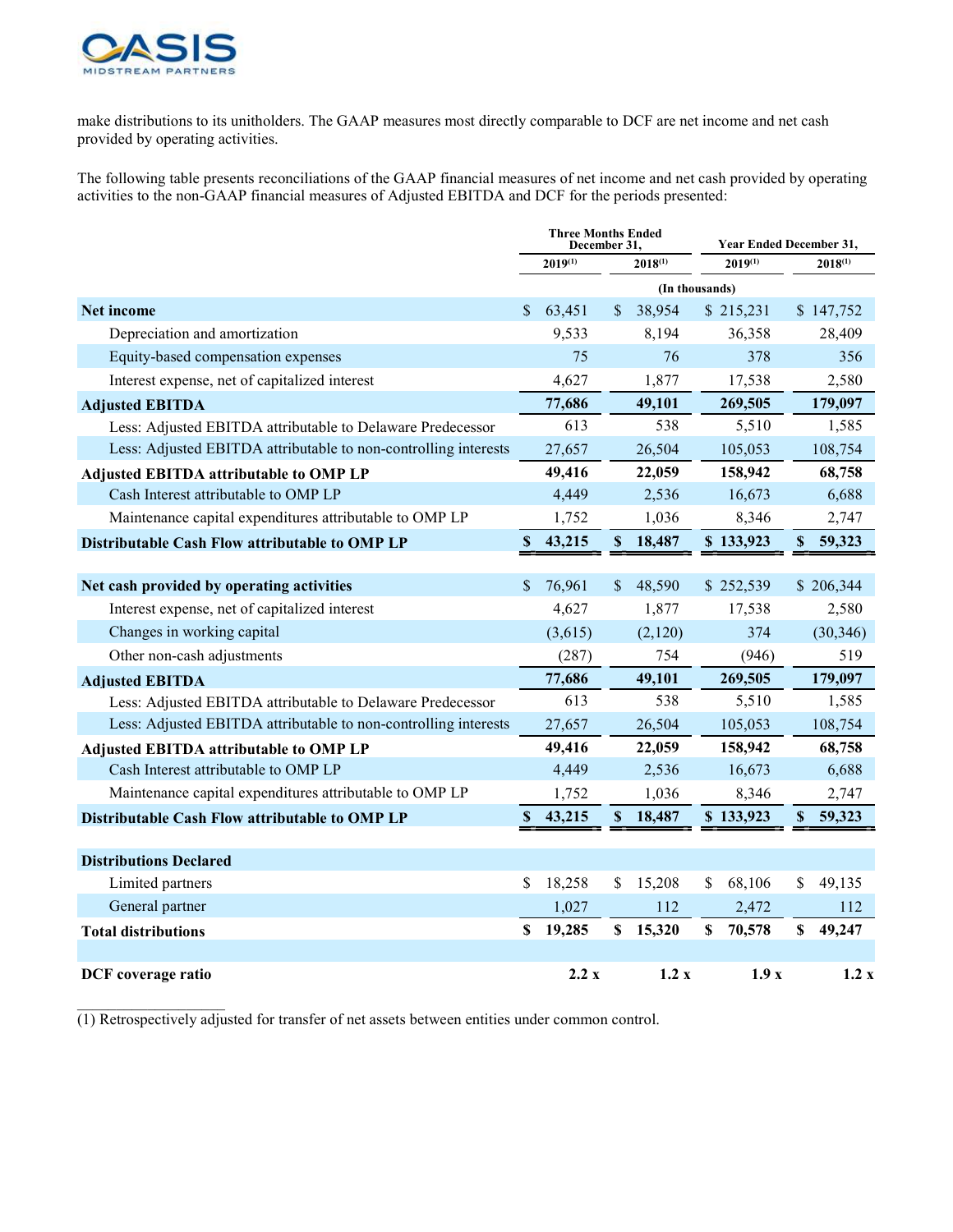make distributions to its unitholders. The GAAP measures most directly comparable to DCF are net income and net cash provided by operating activities.

The following table presents reconciliations of the GAAP financial measures of net income and net cash provided by operating activities to the non-GAAP financial measures of Adjusted EBITDA and DCF for the periods presented:

| | Three Months Ended December 31, | | Year Ended December 31, | |
|---|---|---|---|---|
| | 2019[(1)] | 2018[(1)] | 2019[(1)] | 2018[(1)] |
| | (In thousands) | | | |
| **Net income** | $ 63,451 | $ 38,954 | $ 215,231 | $ 147,752 |
| Depreciation and amortization | 9,533 | 8,194 | 36,358 | 28,409 |
| Equity-based compensation expenses | 75 | 76 | 378 | 356 |
| Interest expense, net of capitalized interest | 4,627 | 1,877 | 17,538 | 2,580 |
| **Adjusted EBITDA** | **77,686** | **49,101** | **269,505** | **179,097** |
| Less: Adjusted EBITDA attributable to Delaware Predecessor | 613 | 538 | 5,510 | 1,585 |
| Less: Adjusted EBITDA attributable to non-controlling interests | 27,657 | 26,504 | 105,053 | 108,754 |
| **Adjusted EBITDA attributable to OMP LP** | **49,416** | **22,059** | **158,942** | **68,758** |
| Cash Interest attributable to OMP LP | 4,449 | 2,536 | 16,673 | 6,688 |
| Maintenance capital expenditures attributable to OMP LP | 1,752 | 1,036 | 8,346 | 2,747 |
| **Distributable Cash Flow attributable to OMP LP** | **$ 43,215** | **$ 18,487** | **$ 133,923** | **$ 59,323** |
| | | | | |
| **Net cash provided by operating activities** | $ 76,961 | $ 48,590 | $ 252,539 | $ 206,344 |
| Interest expense, net of capitalized interest | 4,627 | 1,877 | 17,538 | 2,580 |
| Changes in working capital | (3,615) | (2,120) | 374 | (30,346) |
| Other non-cash adjustments | (287) | 754 | (946) | 519 |
| **Adjusted EBITDA** | **77,686** | **49,101** | **269,505** | **179,097** |
| Less: Adjusted EBITDA attributable to Delaware Predecessor | 613 | 538 | 5,510 | 1,585 |
| Less: Adjusted EBITDA attributable to non-controlling interests | 27,657 | 26,504 | 105,053 | 108,754 |
| **Adjusted EBITDA attributable to OMP LP** | **49,416** | **22,059** | **158,942** | **68,758** |
| Cash Interest attributable to OMP LP | 4,449 | 2,536 | 16,673 | 6,688 |
| Maintenance capital expenditures attributable to OMP LP | 1,752 | 1,036 | 8,346 | 2,747 |
| **Distributable Cash Flow attributable to OMP LP** | **$ 43,215** | **$ 18,487** | **$ 133,923** | **$ 59,323** |
| | | | | |
| **Distributions Declared** | | | | |
| Limited partners | $ 18,258 | $ 15,208 | $ 68,106 | $ 49,135 |
| General partner | 1,027 | 112 | 2,472 | 112 |
| **Total distributions** | **$ 19,285** | **$ 15,320** | **$ 70,578** | **$ 49,247** |
| | | | | |
| **DCF coverage ratio** | **2.2 x** | **1.2 x** | **1.9 x** | **1.2 x** |

(1) Retrospectively adjusted for transfer of net assets between entities under common control.